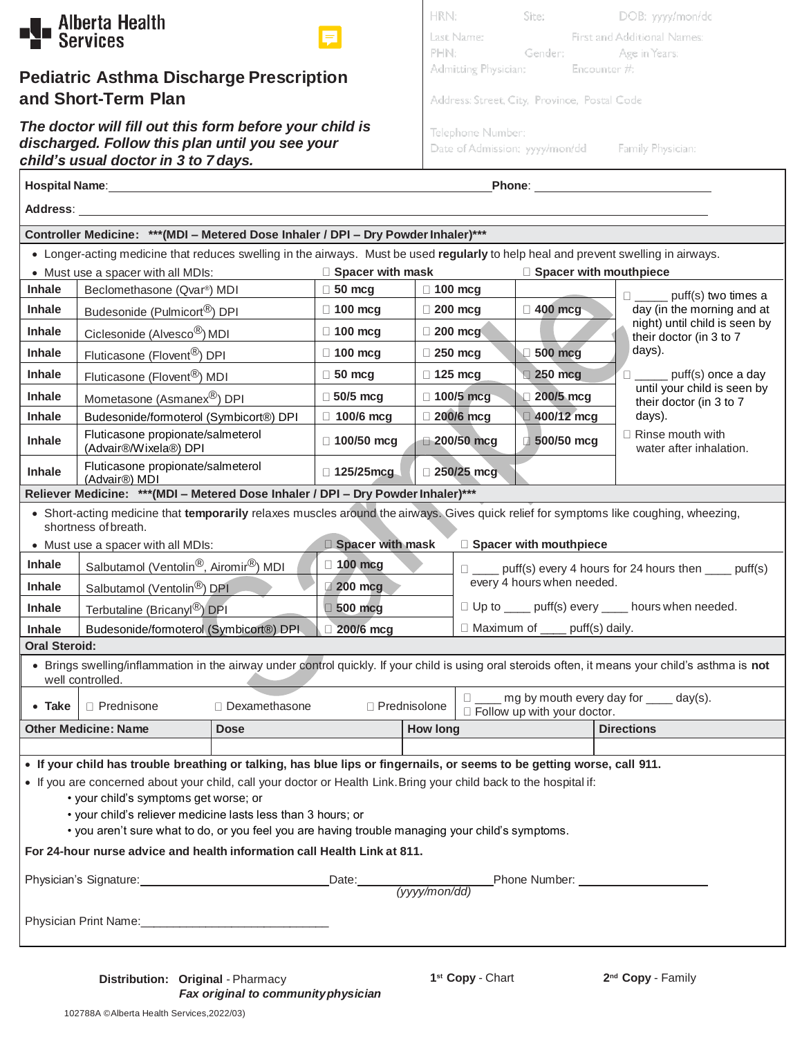Alberta Health Services

# Pediatric Asthma Discharge Prescription and Short-Term Plan

***The doctor will fill out this form before your child is discharged. Follow this plan until you see your child's usual doctor in 3 to 7 days.***

HRN: Site: DOB: yyyy/mon/dd
Last Name: First and Additional Names:
PHN: Gender: Age in Years:
Admitting Physician: Encounter #:
Address: Street, City, Province, Postal Code
Telephone Number:
Date of Admission: yyyy/mon/dd Family Physician:

**Hospital Name**: ______________________________ **Phone**: ______________________

**Address**: ______________________________________________

**Controller Medicine: \*\*\*(MDI – Metered Dose Inhaler / DPI – Dry Powder Inhaler)\*\*\***

- Longer-acting medicine that reduces swelling in the airways. Must be used **regularly** to help heal and prevent swelling in airways.
- Must use a spacer with all MDIs: ☐ **Spacer with mask** ☐ **Spacer with mouthpiece**

| | | | | | |
|---|---|---|---|---|---|
| **Inhale** | Beclomethasone (Qvar®) MDI | ☐ **50 mcg** | ☐ **100 mcg** | | ☐ _____ puff(s) two times a day (in the morning and at night) until child is seen by their doctor (in 3 to 7 days). |
| **Inhale** | Budesonide (Pulmicort®) DPI | ☐ **100 mcg** | ☐ **200 mcg** | ☐ **400 mcg** | |
| **Inhale** | Ciclesonide (Alvesco®) MDI | ☐ **100 mcg** | ☐ **200 mcg** | | |
| **Inhale** | Fluticasone (Flovent®) DPI | ☐ **100 mcg** | ☐ **250 mcg** | ☐ **500 mcg** | |
| **Inhale** | Fluticasone (Flovent®) MDI | ☐ **50 mcg** | ☐ **125 mcg** | ☐ **250 mcg** | ☐ _____ puff(s) once a day until your child is seen by their doctor (in 3 to 7 days). |
| **Inhale** | Mometasone (Asmanex®) DPI | ☐ **50/5 mcg** | ☐ **100/5 mcg** | ☐ **200/5 mcg** | |
| **Inhale** | Budesonide/formoterol (Symbicort®) DPI | ☐ **100/6 mcg** | ☐ **200/6 mcg** | ☐ **400/12 mcg** | |
| **Inhale** | Fluticasone propionate/salmeterol (Advair®/Wixela®) DPI | ☐ **100/50 mcg** | ☐ **200/50 mcg** | ☐ **500/50 mcg** | ☐ Rinse mouth with water after inhalation. |
| **Inhale** | Fluticasone propionate/salmeterol (Advair®) MDI | ☐ **125/25mcg** | ☐ **250/25 mcg** | | |

**Reliever Medicine: \*\*\*(MDI – Metered Dose Inhaler / DPI – Dry Powder Inhaler)\*\*\***

- Short-acting medicine that **temporarily** relaxes muscles around the airways. Gives quick relief for symptoms like coughing, wheezing, shortness of breath.
- Must use a spacer with all MDIs: ☐ **Spacer with mask** ☐ **Spacer with mouthpiece**

| | | | |
|---|---|---|---|
| **Inhale** | Salbutamol (Ventolin®, Airomir®) MDI | ☐ **100 mcg** | ☐ ____ puff(s) every 4 hours for 24 hours then ____ puff(s) every 4 hours when needed. |
| **Inhale** | Salbutamol (Ventolin®) DPI | ☐ **200 mcg** | |
| **Inhale** | Terbutaline (Bricanyl®) DPI | ☐ **500 mcg** | ☐ Up to ____ puff(s) every ____ hours when needed. |
| **Inhale** | Budesonide/formoterol (Symbicort®) DPI | ☐ **200/6 mcg** | ☐ Maximum of ____ puff(s) daily. |

**Oral Steroid:**

- Brings swelling/inflammation in the airway under control quickly. If your child is using oral steroids often, it means your child's asthma is **not** well controlled.

| | | | | |
|---|---|---|---|---|
| • **Take** | ☐ Prednisone | ☐ Dexamethasone | ☐ Prednisolone | ☐ ____ mg by mouth every day for ____ day(s). ☐ Follow up with your doctor. |

| Other Medicine: Name | Dose | How long | Directions |
|---|---|---|---|
| | | | |

- **If your child has trouble breathing or talking, has blue lips or fingernails, or seems to be getting worse, call 911.**
- If you are concerned about your child, call your doctor or Health Link. Bring your child back to the hospital if:
  - your child's symptoms get worse; or
  - your child's reliever medicine lasts less than 3 hours; or
  - you aren't sure what to do, or you feel you are having trouble managing your child's symptoms.

**For 24-hour nurse advice and health information call Health Link at 811.**

Physician's Signature: ______________________ Date: ______________ *(yyyy/mon/dd)* Phone Number: ______________________

Physician Print Name: ______________________________

**Distribution: Original** - Pharmacy ***Fax original to community physician*** **1st Copy** - Chart **2nd Copy** - Family

102788A ©Alberta Health Services,2022/03)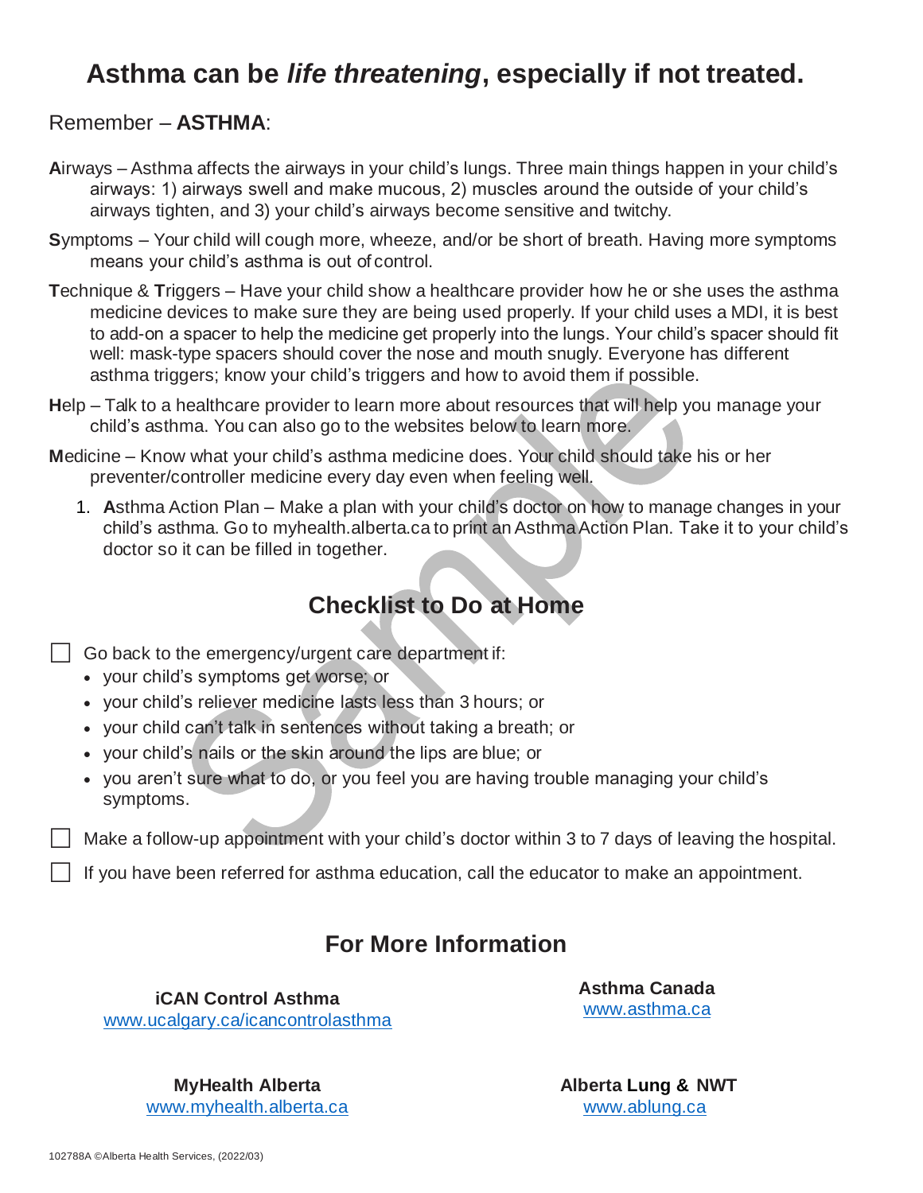# Asthma can be *life threatening*, especially if not treated.

Remember – **ASTHMA**:

**A**irways – Asthma affects the airways in your child's lungs. Three main things happen in your child's airways: 1) airways swell and make mucous, 2) muscles around the outside of your child's airways tighten, and 3) your child's airways become sensitive and twitchy.

**S**ymptoms – Your child will cough more, wheeze, and/or be short of breath. Having more symptoms means your child's asthma is out of control.

**T**echnique & **T**riggers – Have your child show a healthcare provider how he or she uses the asthma medicine devices to make sure they are being used properly. If your child uses a MDI, it is best to add-on a spacer to help the medicine get properly into the lungs. Your child's spacer should fit well: mask-type spacers should cover the nose and mouth snugly. Everyone has different asthma triggers; know your child's triggers and how to avoid them if possible.

**H**elp – Talk to a healthcare provider to learn more about resources that will help you manage your child's asthma. You can also go to the websites below to learn more.

**M**edicine – Know what your child's asthma medicine does. Your child should take his or her preventer/controller medicine every day even when feeling well.

1. **A**sthma Action Plan – Make a plan with your child's doctor on how to manage changes in your child's asthma. Go to myhealth.alberta.ca to print an Asthma Action Plan. Take it to your child's doctor so it can be filled in together.

Sample

## Checklist to Do at Home

- [ ] Go back to the emergency/urgent care department if:
  - your child's symptoms get worse; or
  - your child's reliever medicine lasts less than 3 hours; or
  - your child can't talk in sentences without taking a breath; or
  - your child's nails or the skin around the lips are blue; or
  - you aren't sure what to do, or you feel you are having trouble managing your child's symptoms.
- [ ] Make a follow-up appointment with your child's doctor within 3 to 7 days of leaving the hospital.
- [ ] If you have been referred for asthma education, call the educator to make an appointment.

## For More Information

**iCAN Control Asthma**
www.ucalgary.ca/icancontrolasthma

**Asthma Canada**
www.asthma.ca

**MyHealth Alberta**
www.myhealth.alberta.ca

**Alberta Lung & NWT**
www.ablung.ca

102788A ©Alberta Health Services, (2022/03)